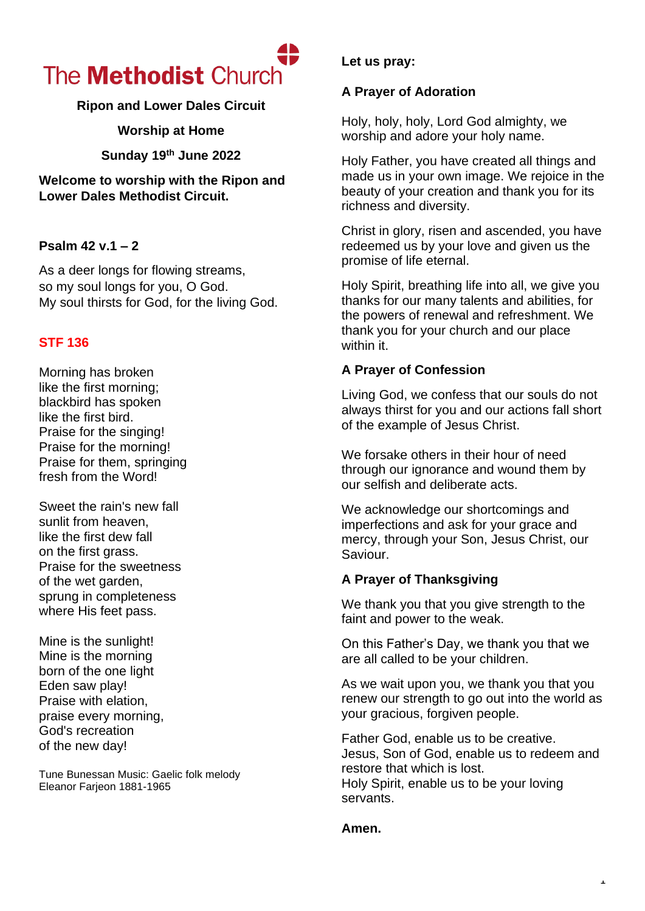# The **Methodist** Church

**Ripon and Lower Dales Circuit**

**Worship at Home**

**Sunday 19th June 2022**

**Welcome to worship with the Ripon and Lower Dales Methodist Circuit.**

**Psalm 42 v.1 – 2**

As a deer longs for flowing streams,
so my soul longs for you, O God.
My soul thirsts for God, for the living God.

**STF 136**

Morning has broken
like the first morning;
blackbird has spoken
like the first bird.
Praise for the singing!
Praise for the morning!
Praise for them, springing
fresh from the Word!

Sweet the rain's new fall
sunlit from heaven,
like the first dew fall
on the first grass.
Praise for the sweetness
of the wet garden,
sprung in completeness
where His feet pass.

Mine is the sunlight!
Mine is the morning
born of the one light
Eden saw play!
Praise with elation,
praise every morning,
God's recreation
of the new day!

Tune Bunessan Music: Gaelic folk melody
Eleanor Farjeon 1881-1965

**Let us pray:**

**A Prayer of Adoration**

Holy, holy, holy, Lord God almighty, we worship and adore your holy name.

Holy Father, you have created all things and made us in your own image. We rejoice in the beauty of your creation and thank you for its richness and diversity.

Christ in glory, risen and ascended, you have redeemed us by your love and given us the promise of life eternal.

Holy Spirit, breathing life into all, we give you thanks for our many talents and abilities, for the powers of renewal and refreshment. We thank you for your church and our place within it.

**A Prayer of Confession**

Living God, we confess that our souls do not always thirst for you and our actions fall short of the example of Jesus Christ.

We forsake others in their hour of need through our ignorance and wound them by our selfish and deliberate acts.

We acknowledge our shortcomings and imperfections and ask for your grace and mercy, through your Son, Jesus Christ, our Saviour.

**A Prayer of Thanksgiving**

We thank you that you give strength to the faint and power to the weak.

On this Father's Day, we thank you that we are all called to be your children.

As we wait upon you, we thank you that you renew our strength to go out into the world as your gracious, forgiven people.

Father God, enable us to be creative.
Jesus, Son of God, enable us to redeem and restore that which is lost.
Holy Spirit, enable us to be your loving servants.

**Amen.**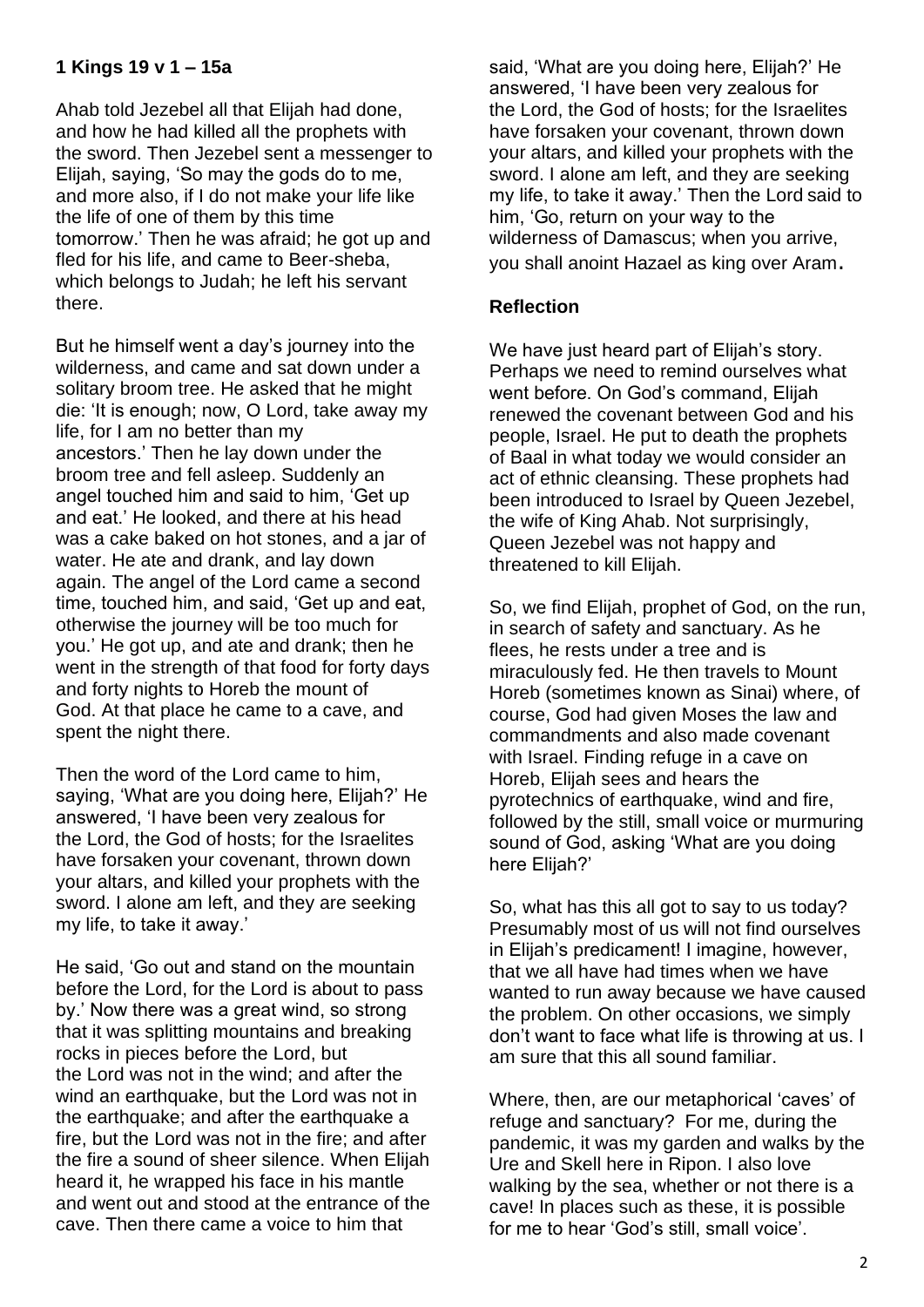**1 Kings 19 v 1 – 15a**

Ahab told Jezebel all that Elijah had done, and how he had killed all the prophets with the sword. Then Jezebel sent a messenger to Elijah, saying, 'So may the gods do to me, and more also, if I do not make your life like the life of one of them by this time tomorrow.' Then he was afraid; he got up and fled for his life, and came to Beer-sheba, which belongs to Judah; he left his servant there.

But he himself went a day's journey into the wilderness, and came and sat down under a solitary broom tree. He asked that he might die: 'It is enough; now, O Lord, take away my life, for I am no better than my ancestors.' Then he lay down under the broom tree and fell asleep. Suddenly an angel touched him and said to him, 'Get up and eat.' He looked, and there at his head was a cake baked on hot stones, and a jar of water. He ate and drank, and lay down again. The angel of the Lord came a second time, touched him, and said, 'Get up and eat, otherwise the journey will be too much for you.' He got up, and ate and drank; then he went in the strength of that food for forty days and forty nights to Horeb the mount of God. At that place he came to a cave, and spent the night there.

Then the word of the Lord came to him, saying, 'What are you doing here, Elijah?' He answered, 'I have been very zealous for the Lord, the God of hosts; for the Israelites have forsaken your covenant, thrown down your altars, and killed your prophets with the sword. I alone am left, and they are seeking my life, to take it away.'

He said, 'Go out and stand on the mountain before the Lord, for the Lord is about to pass by.' Now there was a great wind, so strong that it was splitting mountains and breaking rocks in pieces before the Lord, but the Lord was not in the wind; and after the wind an earthquake, but the Lord was not in the earthquake; and after the earthquake a fire, but the Lord was not in the fire; and after the fire a sound of sheer silence. When Elijah heard it, he wrapped his face in his mantle and went out and stood at the entrance of the cave. Then there came a voice to him that said, 'What are you doing here, Elijah?' He answered, 'I have been very zealous for the Lord, the God of hosts; for the Israelites have forsaken your covenant, thrown down your altars, and killed your prophets with the sword. I alone am left, and they are seeking my life, to take it away.' Then the Lord said to him, 'Go, return on your way to the wilderness of Damascus; when you arrive, you shall anoint Hazael as king over Aram.

**Reflection**

We have just heard part of Elijah's story. Perhaps we need to remind ourselves what went before. On God's command, Elijah renewed the covenant between God and his people, Israel. He put to death the prophets of Baal in what today we would consider an act of ethnic cleansing. These prophets had been introduced to Israel by Queen Jezebel, the wife of King Ahab. Not surprisingly, Queen Jezebel was not happy and threatened to kill Elijah.

So, we find Elijah, prophet of God, on the run, in search of safety and sanctuary. As he flees, he rests under a tree and is miraculously fed. He then travels to Mount Horeb (sometimes known as Sinai) where, of course, God had given Moses the law and commandments and also made covenant with Israel. Finding refuge in a cave on Horeb, Elijah sees and hears the pyrotechnics of earthquake, wind and fire, followed by the still, small voice or murmuring sound of God, asking 'What are you doing here Elijah?'

So, what has this all got to say to us today? Presumably most of us will not find ourselves in Elijah's predicament! I imagine, however, that we all have had times when we have wanted to run away because we have caused the problem. On other occasions, we simply don't want to face what life is throwing at us. I am sure that this all sound familiar.

Where, then, are our metaphorical 'caves' of refuge and sanctuary? For me, during the pandemic, it was my garden and walks by the Ure and Skell here in Ripon. I also love walking by the sea, whether or not there is a cave! In places such as these, it is possible for me to hear 'God's still, small voice'.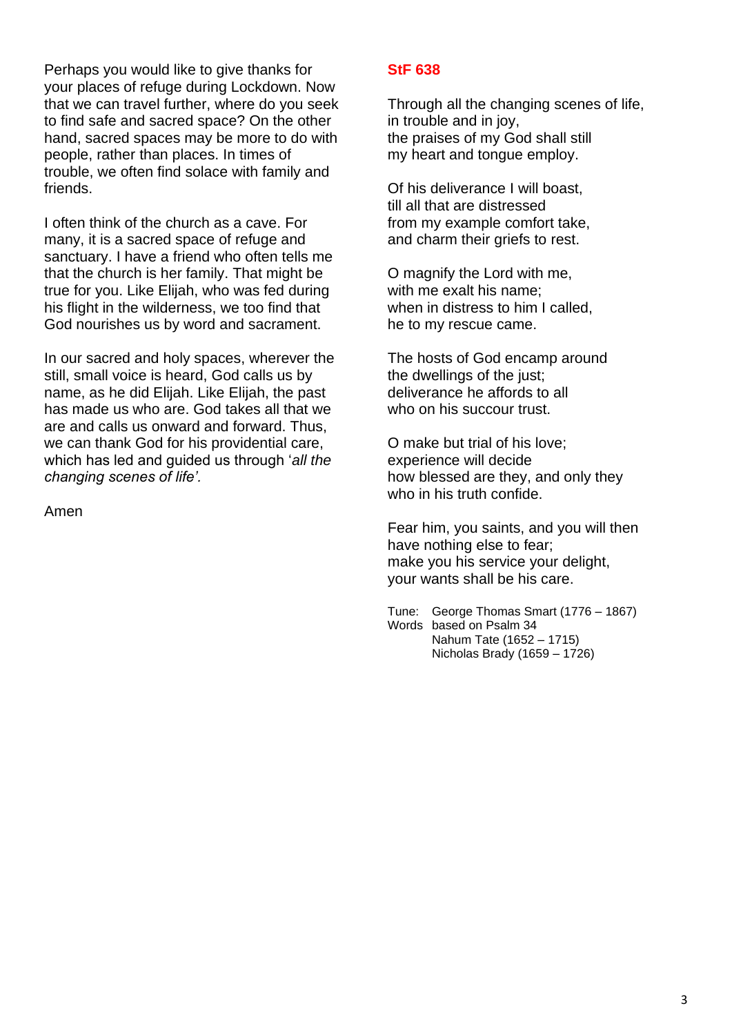Perhaps you would like to give thanks for your places of refuge during Lockdown. Now that we can travel further, where do you seek to find safe and sacred space? On the other hand, sacred spaces may be more to do with people, rather than places. In times of trouble, we often find solace with family and friends.

I often think of the church as a cave. For many, it is a sacred space of refuge and sanctuary. I have a friend who often tells me that the church is her family. That might be true for you. Like Elijah, who was fed during his flight in the wilderness, we too find that God nourishes us by word and sacrament.

In our sacred and holy spaces, wherever the still, small voice is heard, God calls us by name, as he did Elijah. Like Elijah, the past has made us who are. God takes all that we are and calls us onward and forward. Thus, we can thank God for his providential care, which has led and guided us through '*all the changing scenes of life'.*

Amen

**StF 638**

Through all the changing scenes of life,
in trouble and in joy,
the praises of my God shall still
my heart and tongue employ.

Of his deliverance I will boast,
till all that are distressed
from my example comfort take,
and charm their griefs to rest.

O magnify the Lord with me,
with me exalt his name;
when in distress to him I called,
he to my rescue came.

The hosts of God encamp around
the dwellings of the just;
deliverance he affords to all
who on his succour trust.

O make but trial of his love;
experience will decide
how blessed are they, and only they
who in his truth confide.

Fear him, you saints, and you will then
have nothing else to fear;
make you his service your delight,
your wants shall be his care.

Tune: George Thomas Smart (1776 – 1867)
Words based on Psalm 34
Nahum Tate (1652 – 1715)
Nicholas Brady (1659 – 1726)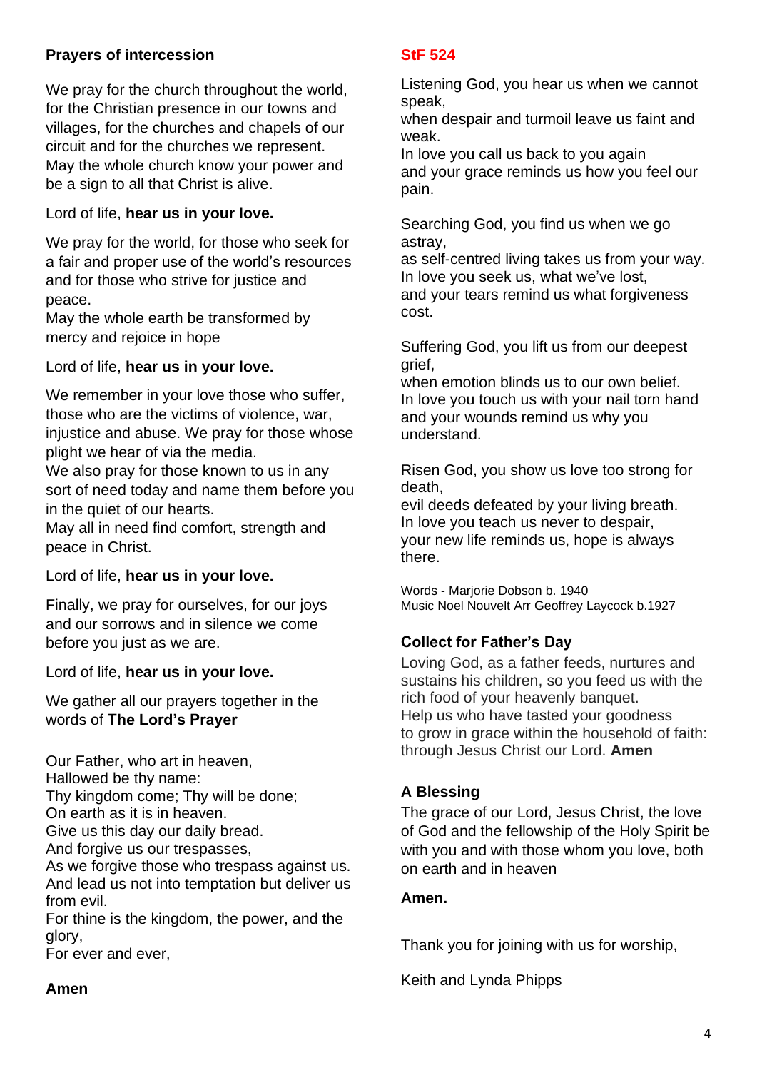### Prayers of intercession

We pray for the church throughout the world, for the Christian presence in our towns and villages, for the churches and chapels of our circuit and for the churches we represent. May the whole church know your power and be a sign to all that Christ is alive.

Lord of life, **hear us in your love.**

We pray for the world, for those who seek for a fair and proper use of the world's resources and for those who strive for justice and peace.
May the whole earth be transformed by mercy and rejoice in hope

Lord of life, **hear us in your love.**

We remember in your love those who suffer, those who are the victims of violence, war, injustice and abuse. We pray for those whose plight we hear of via the media.
We also pray for those known to us in any sort of need today and name them before you in the quiet of our hearts.
May all in need find comfort, strength and peace in Christ.

Lord of life, **hear us in your love.**

Finally, we pray for ourselves, for our joys and our sorrows and in silence we come before you just as we are.

Lord of life, **hear us in your love.**

We gather all our prayers together in the words of **The Lord's Prayer**

Our Father, who art in heaven,
Hallowed be thy name:
Thy kingdom come; Thy will be done;
On earth as it is in heaven.
Give us this day our daily bread.
And forgive us our trespasses,
As we forgive those who trespass against us.
And lead us not into temptation but deliver us from evil.
For thine is the kingdom, the power, and the glory,
For ever and ever,

**Amen**

### StF 524

Listening God, you hear us when we cannot speak,
when despair and turmoil leave us faint and weak.
In love you call us back to you again
and your grace reminds us how you feel our pain.

Searching God, you find us when we go astray,
as self-centred living takes us from your way.
In love you seek us, what we've lost,
and your tears remind us what forgiveness cost.

Suffering God, you lift us from our deepest grief,
when emotion blinds us to our own belief.
In love you touch us with your nail torn hand
and your wounds remind us why you understand.

Risen God, you show us love too strong for death,
evil deeds defeated by your living breath.
In love you teach us never to despair,
your new life reminds us, hope is always there.

Words - Marjorie Dobson b. 1940
Music Noel Nouvelt Arr Geoffrey Laycock b.1927

### Collect for Father's Day

Loving God, as a father feeds, nurtures and sustains his children, so you feed us with the rich food of your heavenly banquet.
Help us who have tasted your goodness
to grow in grace within the household of faith:
through Jesus Christ our Lord. **Amen**

### A Blessing

The grace of our Lord, Jesus Christ, the love of God and the fellowship of the Holy Spirit be with you and with those whom you love, both on earth and in heaven

**Amen.**

Thank you for joining with us for worship,

Keith and Lynda Phipps